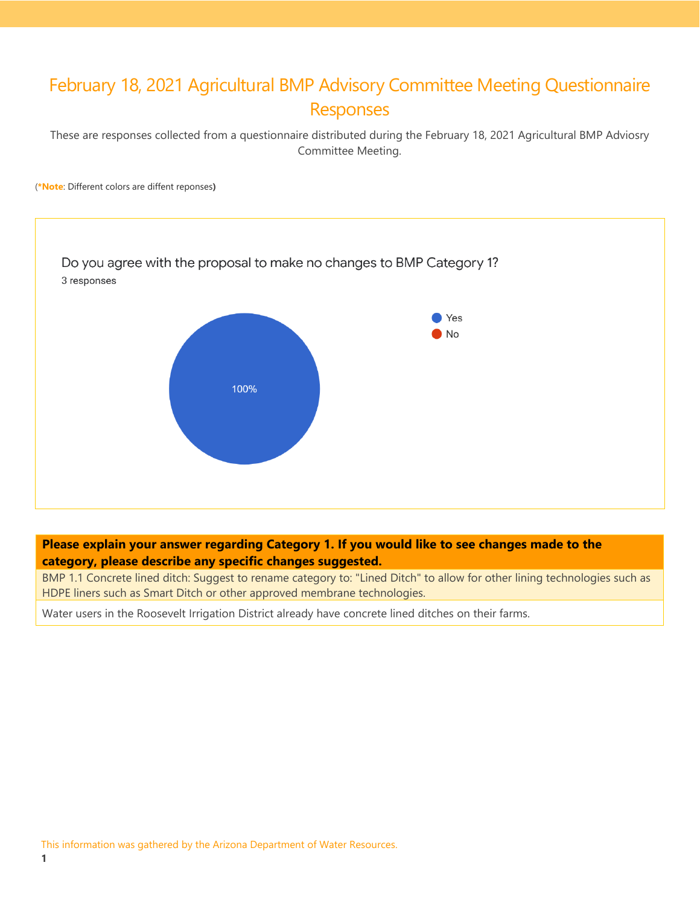# February 18, 2021 Agricultural BMP Advisory Committee Meeting Questionnaire Responses

These are responses collected from a questionnaire distributed during the February 18, 2021 Agricultural BMP Adviosry Committee Meeting.

(***Note**: Different colors are diffent reponses**)**

Do you agree with the proposal to make no changes to BMP Category 1?

3 responses

- Yes
- No

100%

| Please explain your answer regarding Category 1. If you would like to see changes made to the category, please describe any specific changes suggested. |
|---|
| BMP 1.1 Concrete lined ditch: Suggest to rename category to: "Lined Ditch" to allow for other lining technologies such as HDPE liners such as Smart Ditch or other approved membrane technologies. |
| Water users in the Roosevelt Irrigation District already have concrete lined ditches on their farms. |

This information was gathered by the Arizona Department of Water Resources.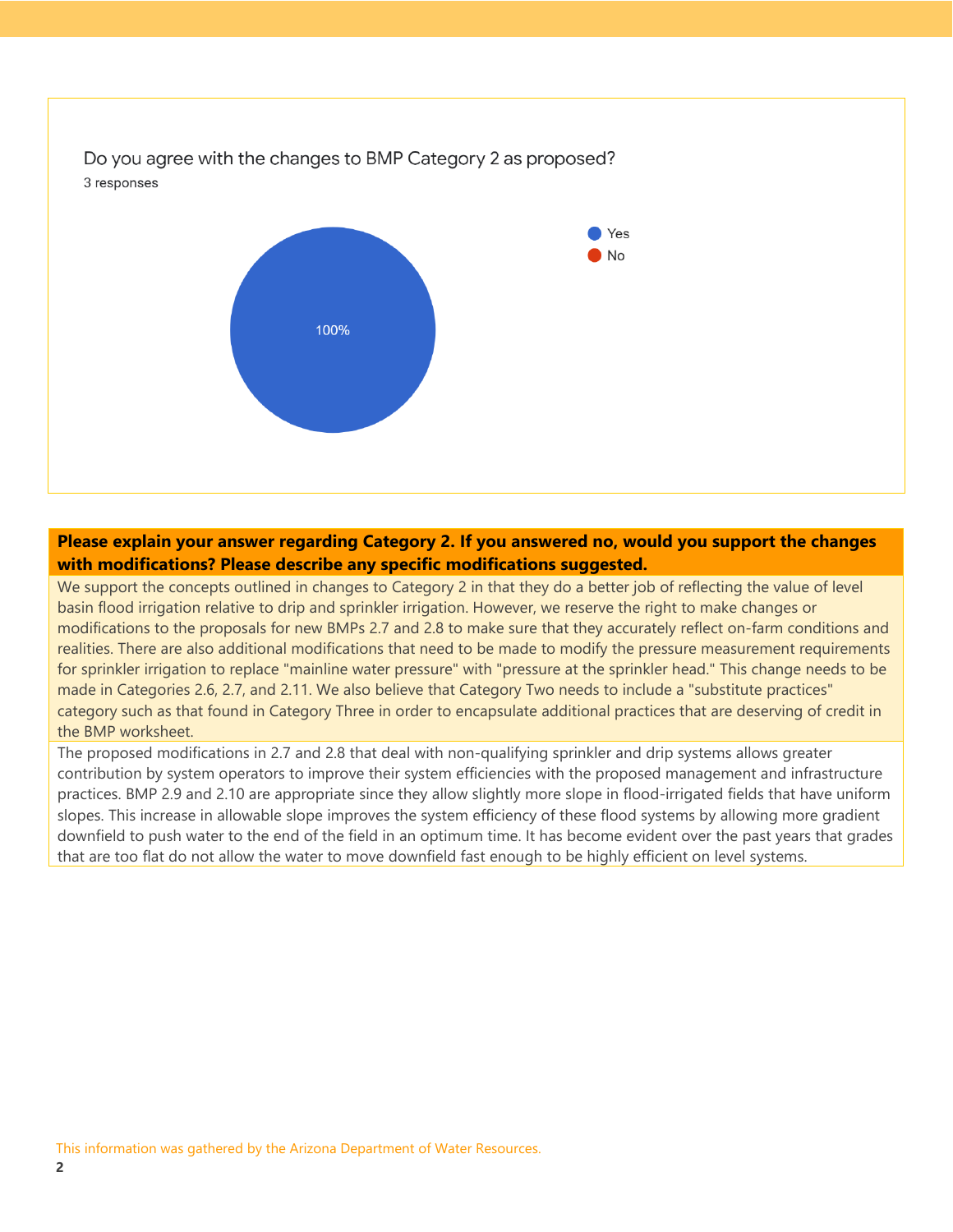Do you agree with the changes to BMP Category 2 as proposed?

3 responses

- Yes: 100%
- No

**Please explain your answer regarding Category 2. If you answered no, would you support the changes with modifications? Please describe any specific modifications suggested.**

We support the concepts outlined in changes to Category 2 in that they do a better job of reflecting the value of level basin flood irrigation relative to drip and sprinkler irrigation. However, we reserve the right to make changes or modifications to the proposals for new BMPs 2.7 and 2.8 to make sure that they accurately reflect on-farm conditions and realities. There are also additional modifications that need to be made to modify the pressure measurement requirements for sprinkler irrigation to replace "mainline water pressure" with "pressure at the sprinkler head." This change needs to be made in Categories 2.6, 2.7, and 2.11. We also believe that Category Two needs to include a "substitute practices" category such as that found in Category Three in order to encapsulate additional practices that are deserving of credit in the BMP worksheet.

The proposed modifications in 2.7 and 2.8 that deal with non-qualifying sprinkler and drip systems allows greater contribution by system operators to improve their system efficiencies with the proposed management and infrastructure practices. BMP 2.9 and 2.10 are appropriate since they allow slightly more slope in flood-irrigated fields that have uniform slopes. This increase in allowable slope improves the system efficiency of these flood systems by allowing more gradient downfield to push water to the end of the field in an optimum time. It has become evident over the past years that grades that are too flat do not allow the water to move downfield fast enough to be highly efficient on level systems.

This information was gathered by the Arizona Department of Water Resources.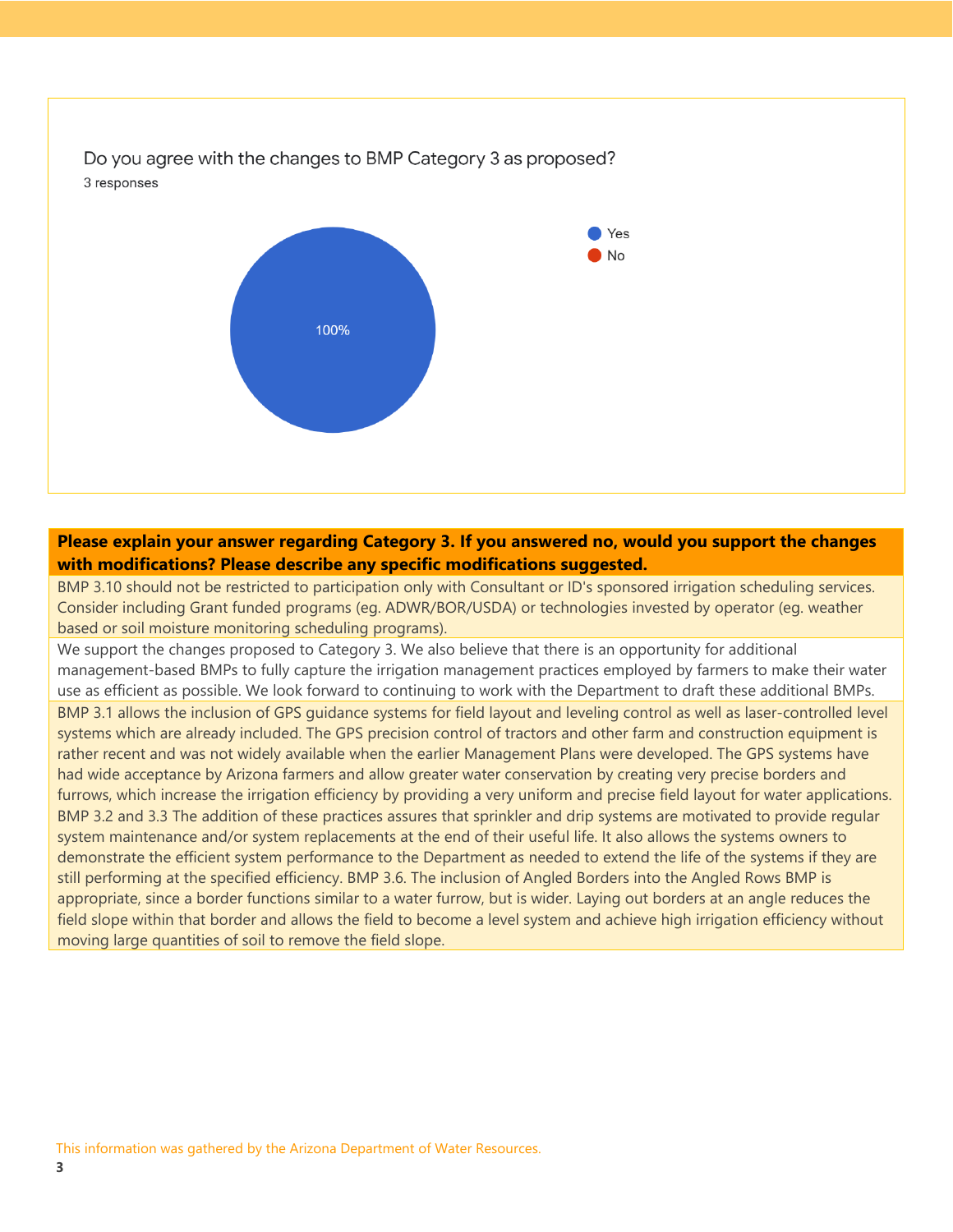Do you agree with the changes to BMP Category 3 as proposed?

3 responses

- Yes: 100%
- No

| **Please explain your answer regarding Category 3. If you answered no, would you support the changes with modifications? Please describe any specific modifications suggested.** |
|---|
| BMP 3.10 should not be restricted to participation only with Consultant or ID's sponsored irrigation scheduling services. Consider including Grant funded programs (eg. ADWR/BOR/USDA) or technologies invested by operator (eg. weather based or soil moisture monitoring scheduling programs). |
| We support the changes proposed to Category 3. We also believe that there is an opportunity for additional management-based BMPs to fully capture the irrigation management practices employed by farmers to make their water use as efficient as possible. We look forward to continuing to work with the Department to draft these additional BMPs. |
| BMP 3.1 allows the inclusion of GPS guidance systems for field layout and leveling control as well as laser-controlled level systems which are already included. The GPS precision control of tractors and other farm and construction equipment is rather recent and was not widely available when the earlier Management Plans were developed. The GPS systems have had wide acceptance by Arizona farmers and allow greater water conservation by creating very precise borders and furrows, which increase the irrigation efficiency by providing a very uniform and precise field layout for water applications. BMP 3.2 and 3.3 The addition of these practices assures that sprinkler and drip systems are motivated to provide regular system maintenance and/or system replacements at the end of their useful life. It also allows the systems owners to demonstrate the efficient system performance to the Department as needed to extend the life of the systems if they are still performing at the specified efficiency. BMP 3.6. The inclusion of Angled Borders into the Angled Rows BMP is appropriate, since a border functions similar to a water furrow, but is wider. Laying out borders at an angle reduces the field slope within that border and allows the field to become a level system and achieve high irrigation efficiency without moving large quantities of soil to remove the field slope. |

This information was gathered by the Arizona Department of Water Resources.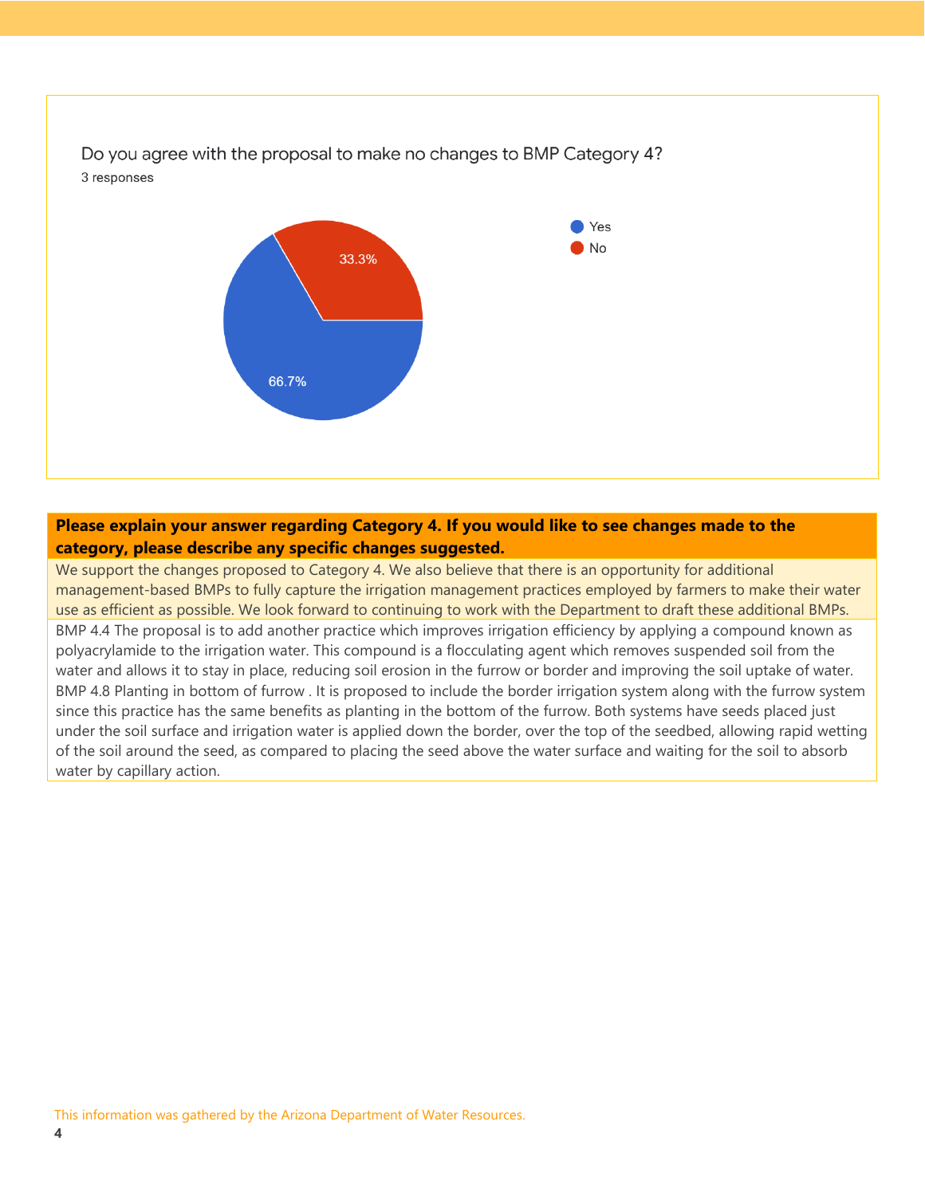Do you agree with the proposal to make no changes to BMP Category 4?

3 responses

- Yes: 66.7%
- No: 33.3%

**Please explain your answer regarding Category 4. If you would like to see changes made to the category, please describe any specific changes suggested.**

We support the changes proposed to Category 4. We also believe that there is an opportunity for additional management-based BMPs to fully capture the irrigation management practices employed by farmers to make their water use as efficient as possible. We look forward to continuing to work with the Department to draft these additional BMPs.

BMP 4.4 The proposal is to add another practice which improves irrigation efficiency by applying a compound known as polyacrylamide to the irrigation water. This compound is a flocculating agent which removes suspended soil from the water and allows it to stay in place, reducing soil erosion in the furrow or border and improving the soil uptake of water. BMP 4.8 Planting in bottom of furrow . It is proposed to include the border irrigation system along with the furrow system since this practice has the same benefits as planting in the bottom of the furrow. Both systems have seeds placed just under the soil surface and irrigation water is applied down the border, over the top of the seedbed, allowing rapid wetting of the soil around the seed, as compared to placing the seed above the water surface and waiting for the soil to absorb water by capillary action.

This information was gathered by the Arizona Department of Water Resources.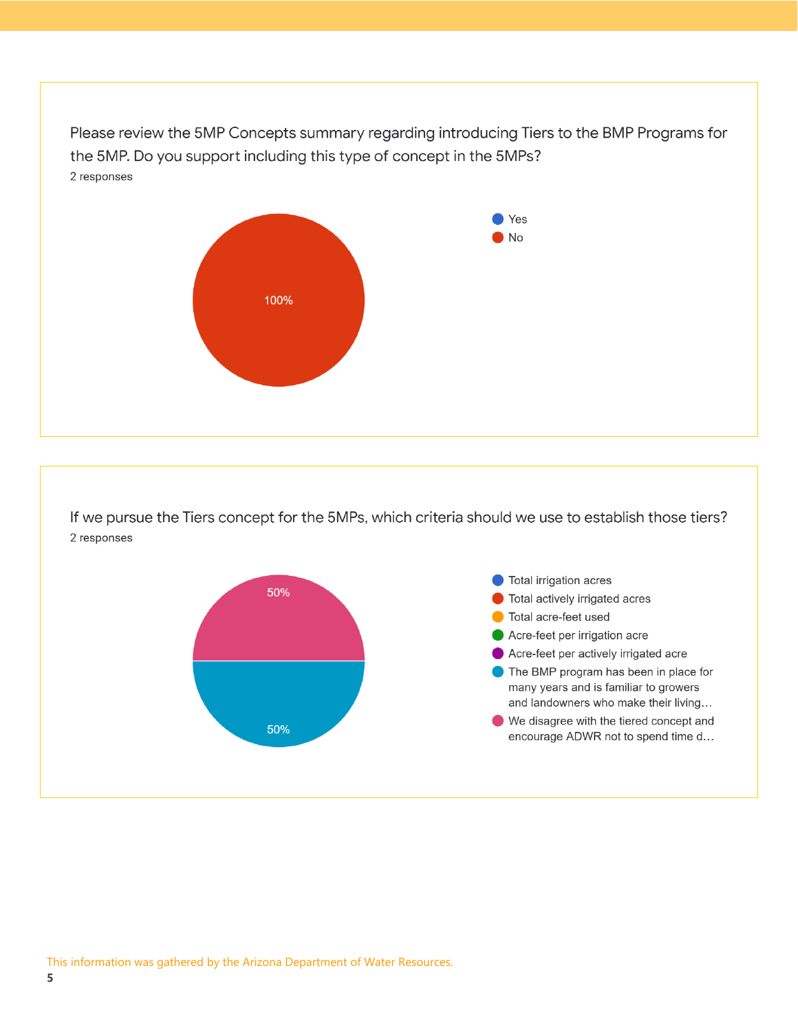Please review the 5MP Concepts summary regarding introducing Tiers to the BMP Programs for the 5MP. Do you support including this type of concept in the 5MPs?

2 responses

- Yes
- No

100%

If we pursue the Tiers concept for the 5MPs, which criteria should we use to establish those tiers?

2 responses

- Total irrigation acres
- Total actively irrigated acres
- Total acre-feet used
- Acre-feet per irrigation acre
- Acre-feet per actively irrigated acre
- The BMP program has been in place for many years and is familiar to growers and landowners who make their living…
- We disagree with the tiered concept and encourage ADWR not to spend time d…

50%

50%

This information was gathered by the Arizona Department of Water Resources.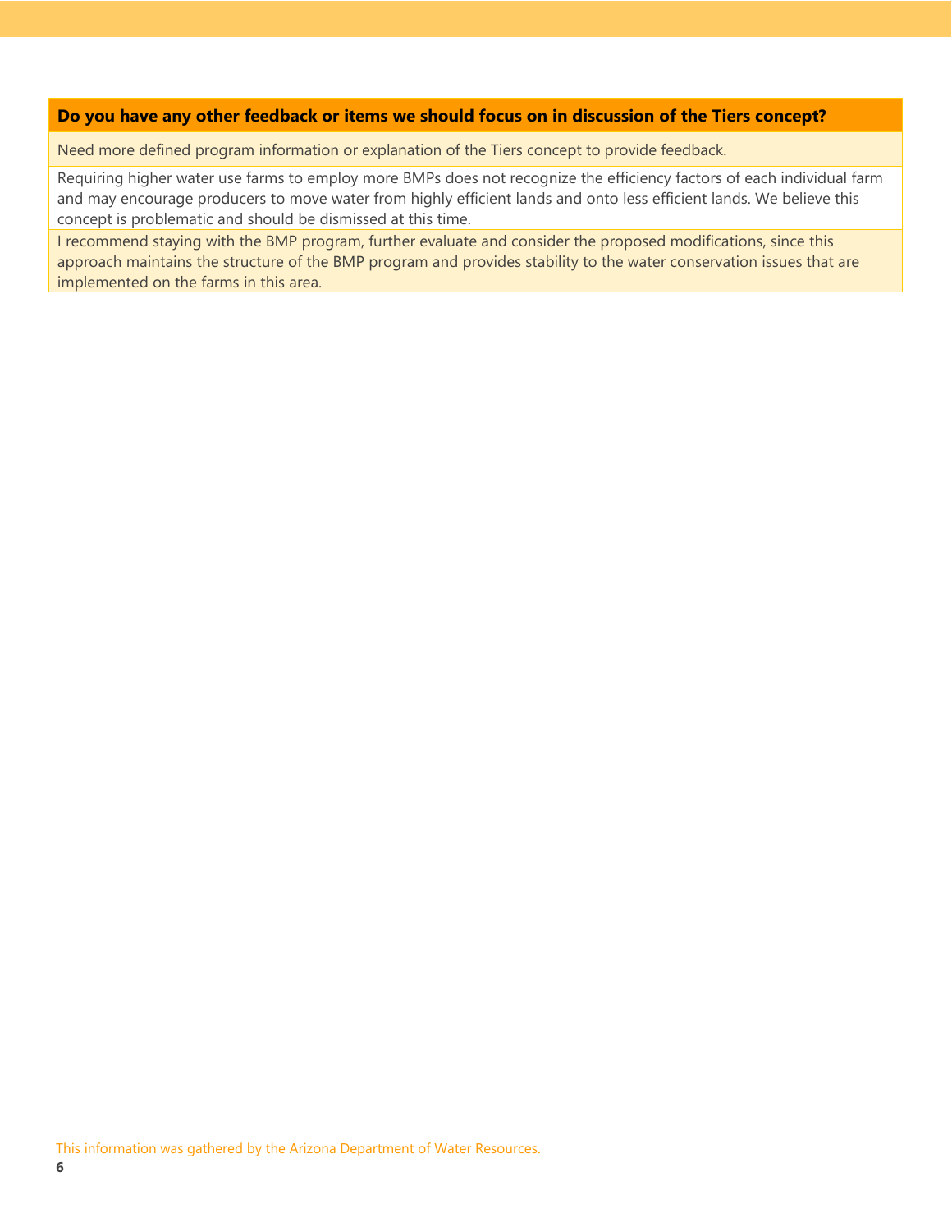| Do you have any other feedback or items we should focus on in discussion of the Tiers concept? |
|---|
| Need more defined program information or explanation of the Tiers concept to provide feedback. |
| Requiring higher water use farms to employ more BMPs does not recognize the efficiency factors of each individual farm and may encourage producers to move water from highly efficient lands and onto less efficient lands. We believe this concept is problematic and should be dismissed at this time. |
| I recommend staying with the BMP program, further evaluate and consider the proposed modifications, since this approach maintains the structure of the BMP program and provides stability to the water conservation issues that are implemented on the farms in this area. |

This information was gathered by the Arizona Department of Water Resources.